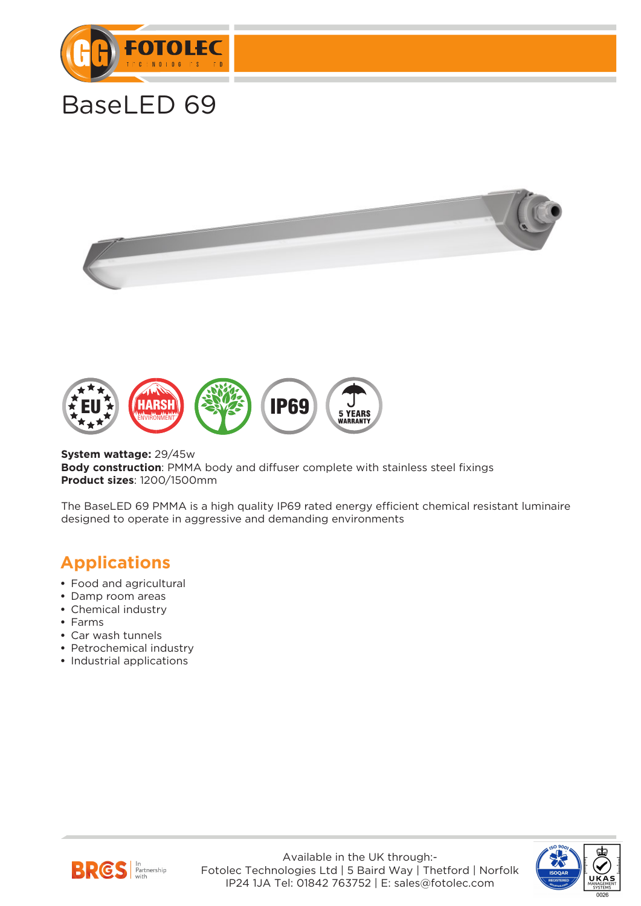# BaseLED 69

**System wattage:** 29/45w
**Body construction**: PMMA body and diffuser complete with stainless steel fixings
**Product sizes**: 1200/1500mm

The BaseLED 69 PMMA is a high quality IP69 rated energy efficient chemical resistant luminaire designed to operate in aggressive and demanding environments

## Applications

- Food and agricultural
- Damp room areas
- Chemical industry
- Farms
- Car wash tunnels
- Petrochemical industry
- Industrial applications

Available in the UK through:-
Fotolec Technologies Ltd | 5 Baird Way | Thetford | Norfolk
IP24 1JA Tel: 01842 763752 | E: sales@fotolec.com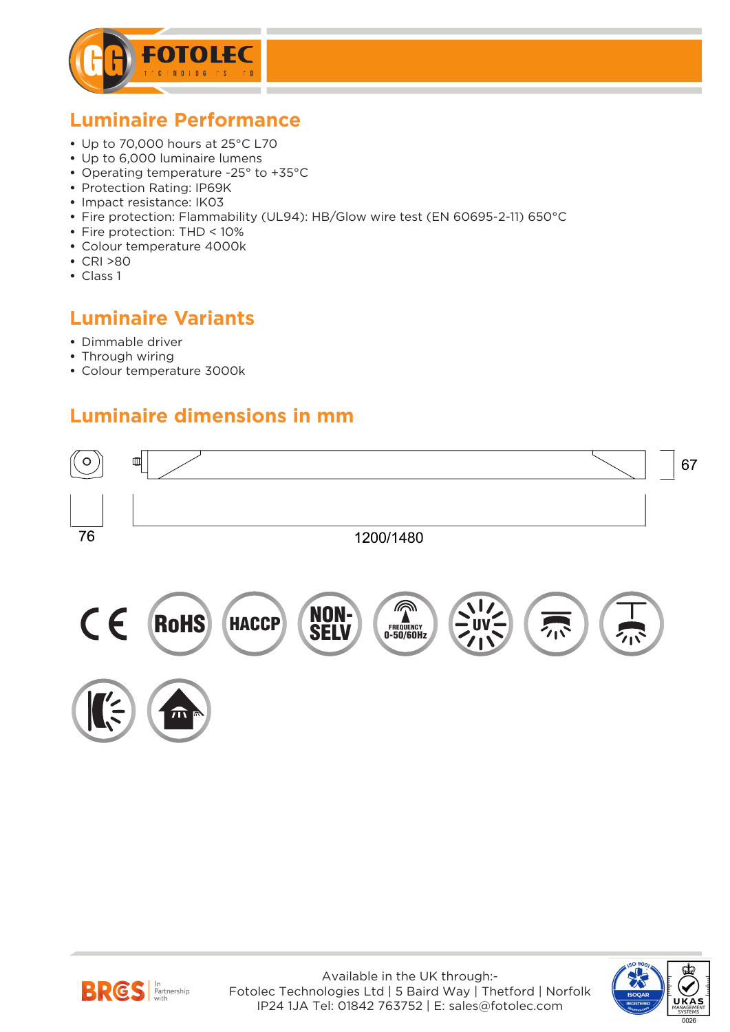## Luminaire Performance

- Up to 70,000 hours at 25°C L70
- Up to 6,000 luminaire lumens
- Operating temperature -25° to +35°C
- Protection Rating: IP69K
- Impact resistance: IK03
- Fire protection: Flammability (UL94): HB/Glow wire test (EN 60695-2-11) 650°C
- Fire protection: THD < 10%
- Colour temperature 4000k
- CRI >80
- Class 1

## Luminaire Variants

- Dimmable driver
- Through wiring
- Colour temperature 3000k

## Luminaire dimensions in mm

67

76

1200/1480

CE RoHS HACCP NON-SELV FREQUENCY 0-50/60Hz UV

Available in the UK through:-
Fotolec Technologies Ltd | 5 Baird Way | Thetford | Norfolk
IP24 1JA Tel: 01842 763752 | E: sales@fotolec.com